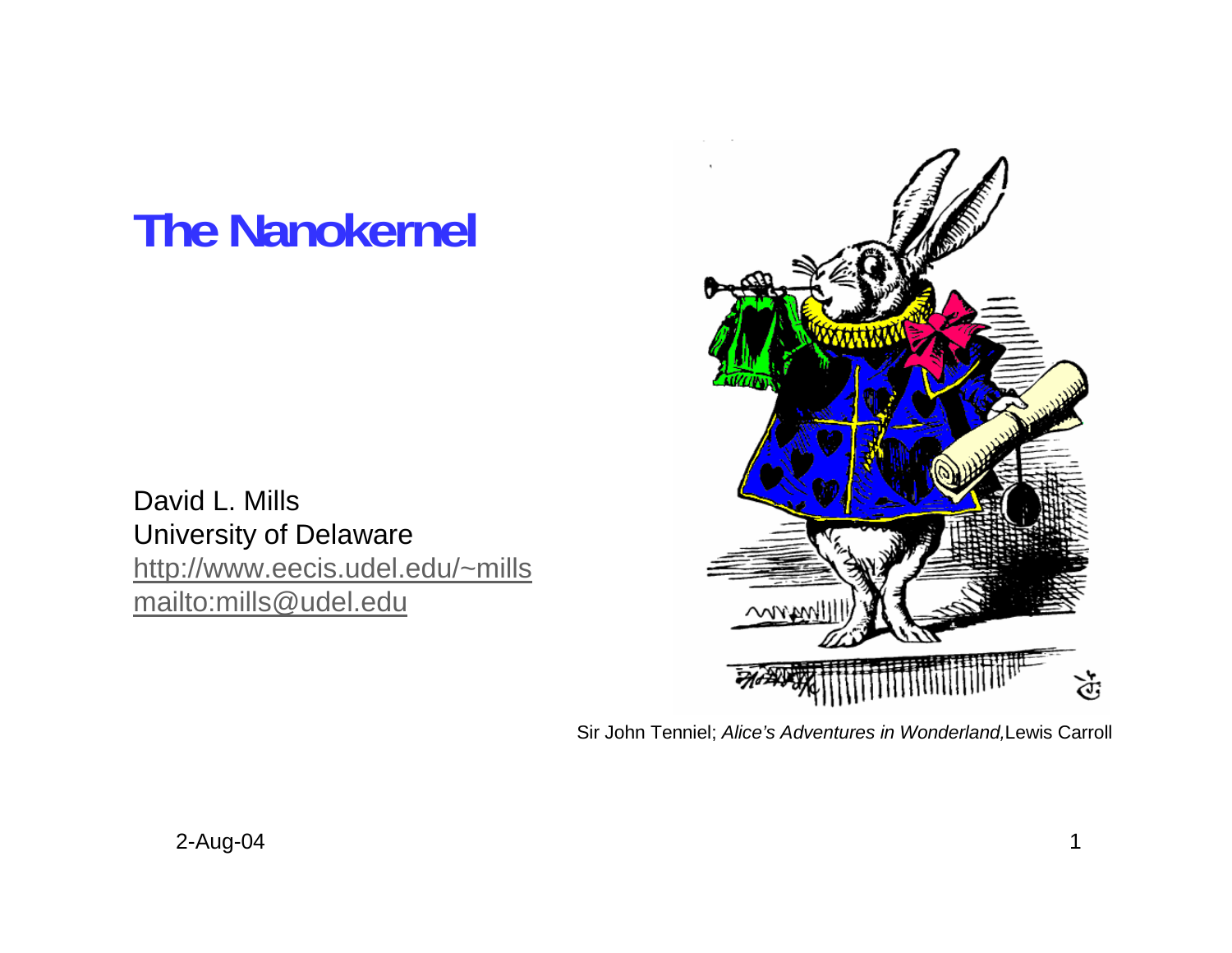# The Nanokernel

David L. Mills
University of Delaware
http://www.eecis.udel.edu/~mills
mailto:mills@udel.edu

Sir John Tenniel; *Alice's Adventures in Wonderland,* Lewis Carroll

2-Aug-04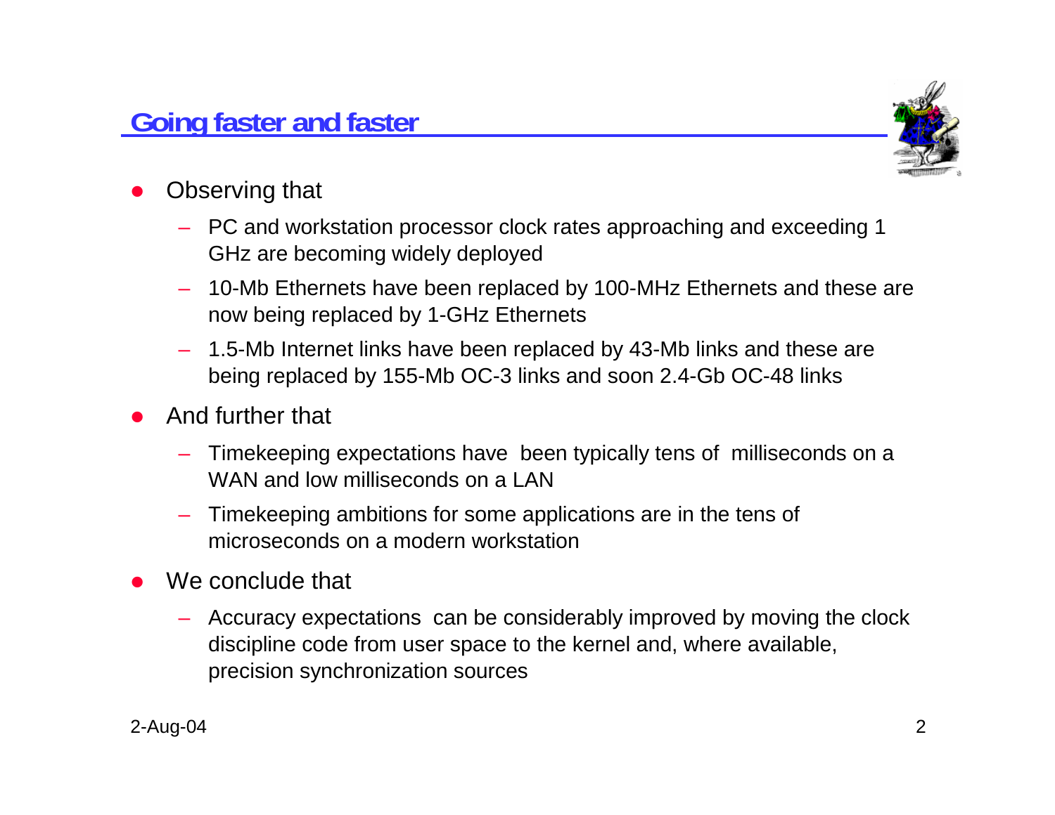## Going faster and faster

- Observing that
  - PC and workstation processor clock rates approaching and exceeding 1 GHz are becoming widely deployed
  - 10-Mb Ethernets have been replaced by 100-MHz Ethernets and these are now being replaced by 1-GHz Ethernets
  - 1.5-Mb Internet links have been replaced by 43-Mb links and these are being replaced by 155-Mb OC-3 links and soon 2.4-Gb OC-48 links
- And further that
  - Timekeeping expectations have been typically tens of milliseconds on a WAN and low milliseconds on a LAN
  - Timekeeping ambitions for some applications are in the tens of microseconds on a modern workstation
- We conclude that
  - Accuracy expectations can be considerably improved by moving the clock discipline code from user space to the kernel and, where available, precision synchronization sources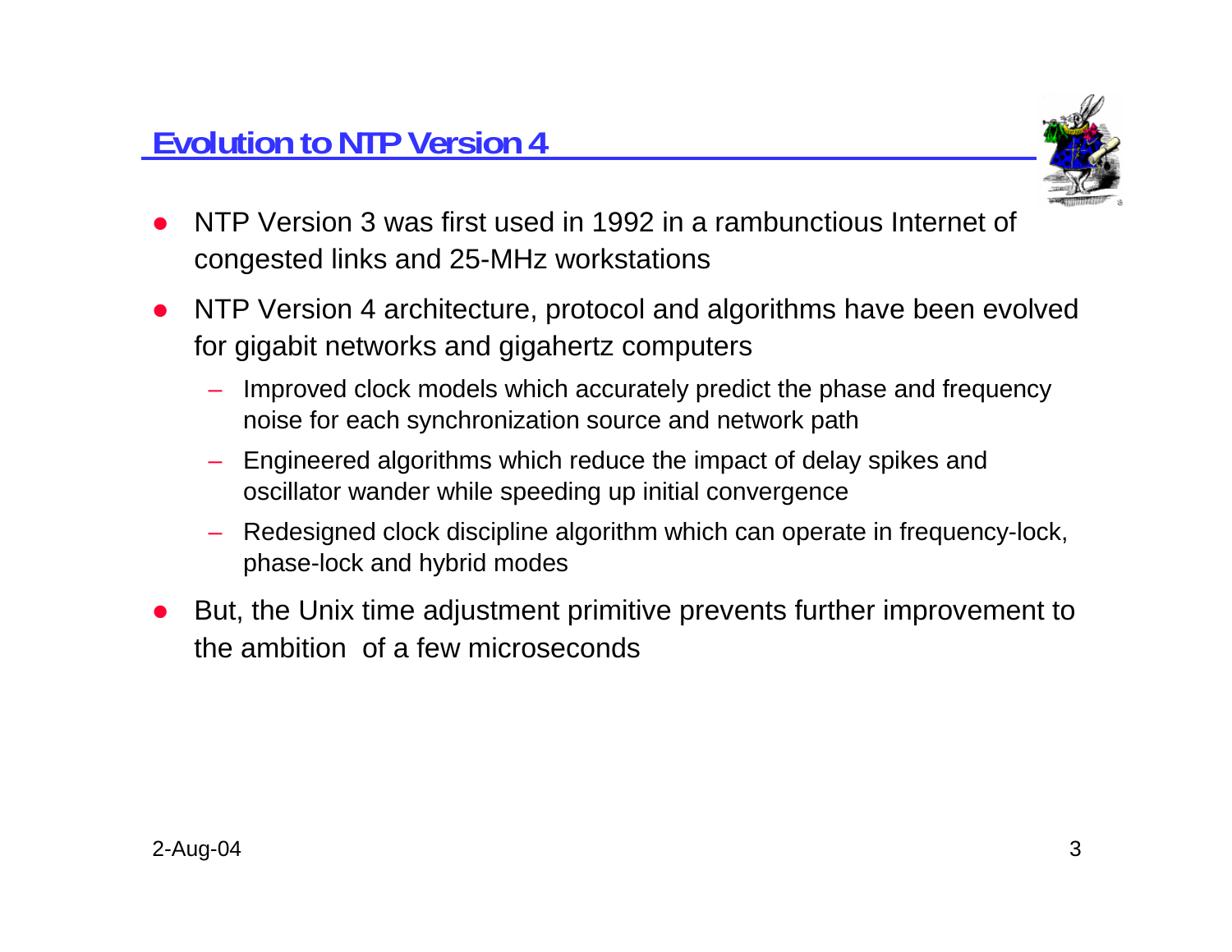## Evolution to NTP Version 4

- NTP Version 3 was first used in 1992 in a rambunctious Internet of congested links and 25-MHz workstations
- NTP Version 4 architecture, protocol and algorithms have been evolved for gigabit networks and gigahertz computers
  - Improved clock models which accurately predict the phase and frequency noise for each synchronization source and network path
  - Engineered algorithms which reduce the impact of delay spikes and oscillator wander while speeding up initial convergence
  - Redesigned clock discipline algorithm which can operate in frequency-lock, phase-lock and hybrid modes
- But, the Unix time adjustment primitive prevents further improvement to the ambition of a few microseconds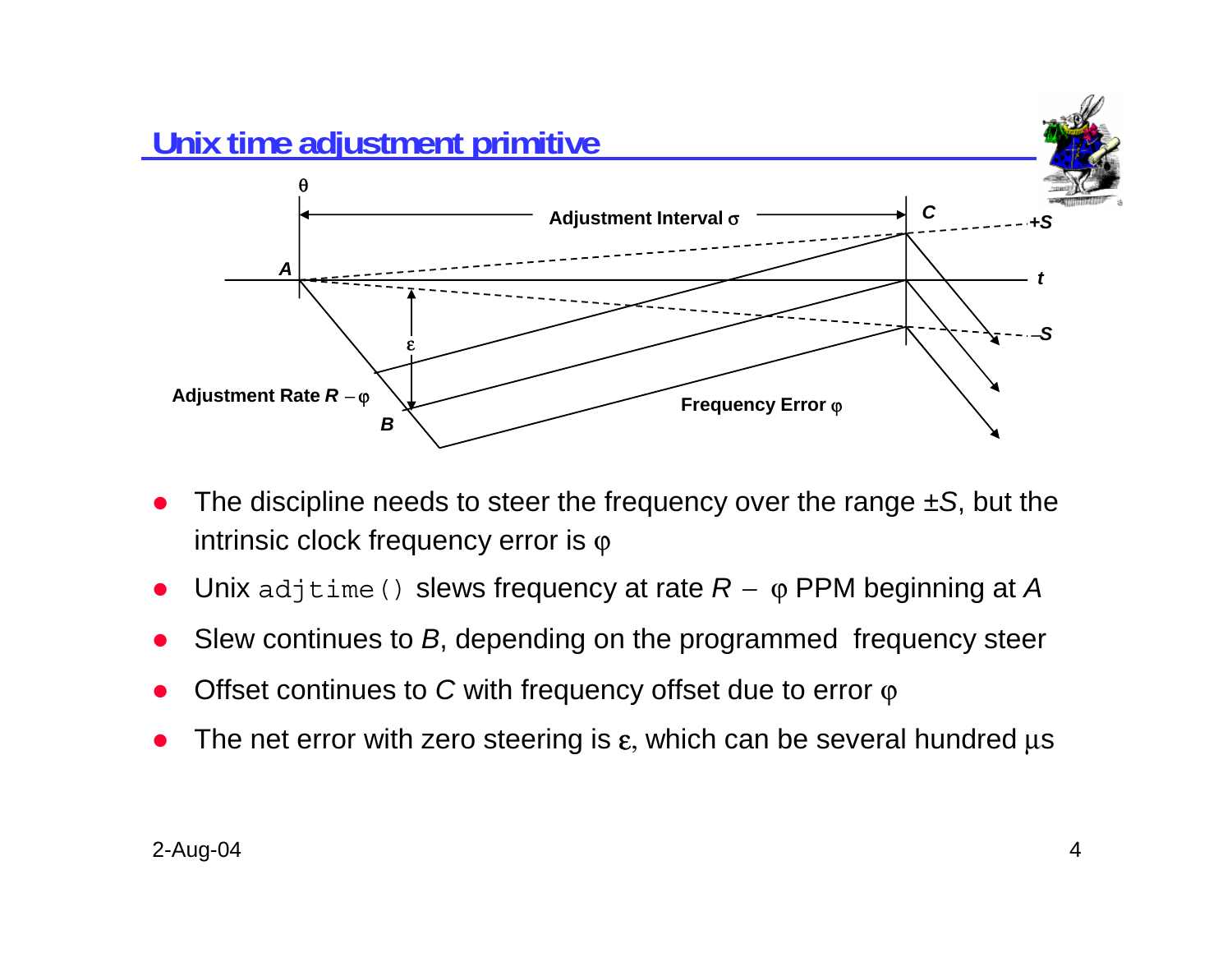# Unix time adjustment primitive

- The discipline needs to steer the frequency over the range $\pm S$, but the intrinsic clock frequency error is $\varphi$
- Unix `adjtime()` slews frequency at rate $R - \varphi$ PPM beginning at $A$
- Slew continues to $B$, depending on the programmed frequency steer
- Offset continues to $C$ with frequency offset due to error $\varphi$
- The net error with zero steering is $\varepsilon$, which can be several hundred $\mu$s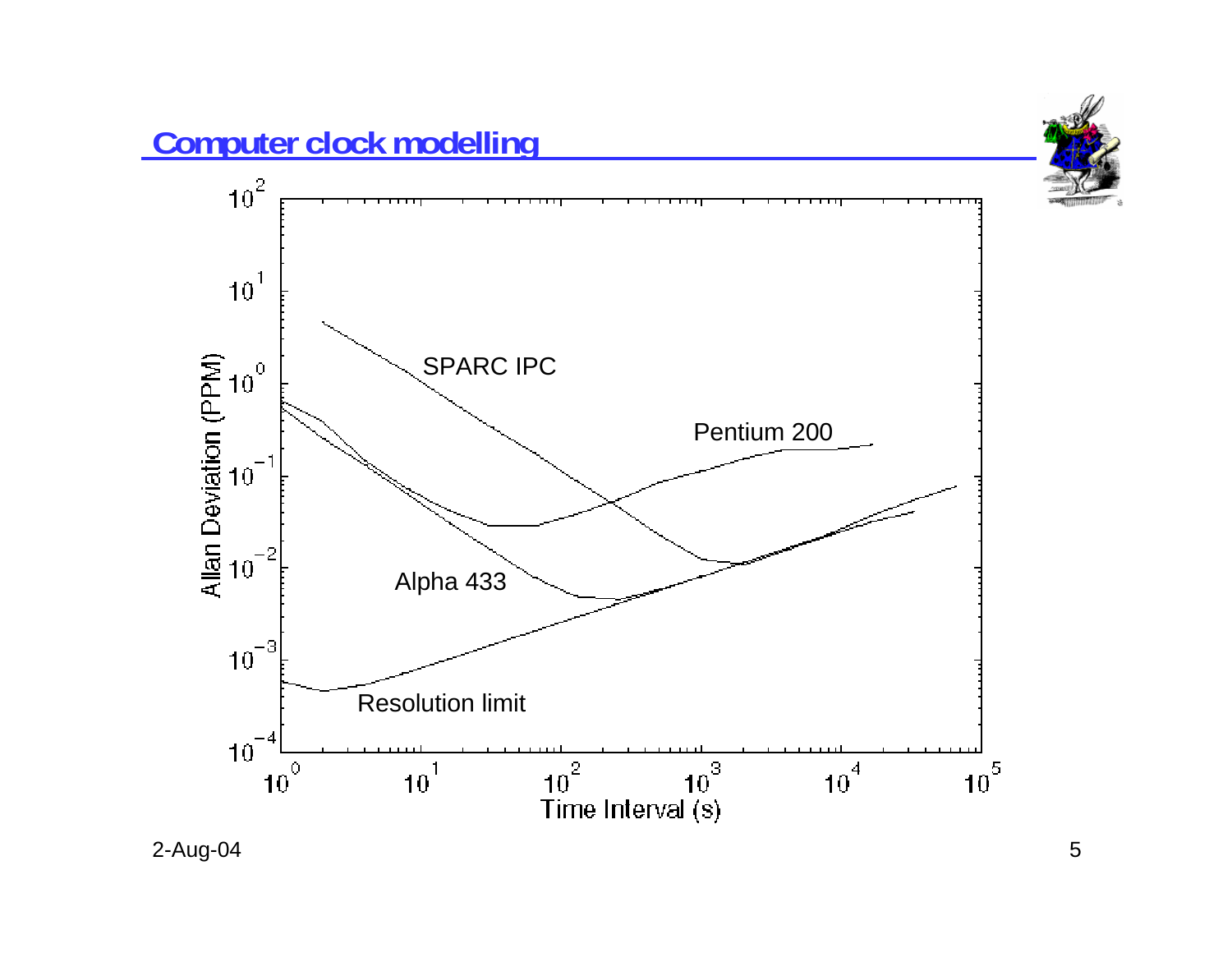# Computer clock modelling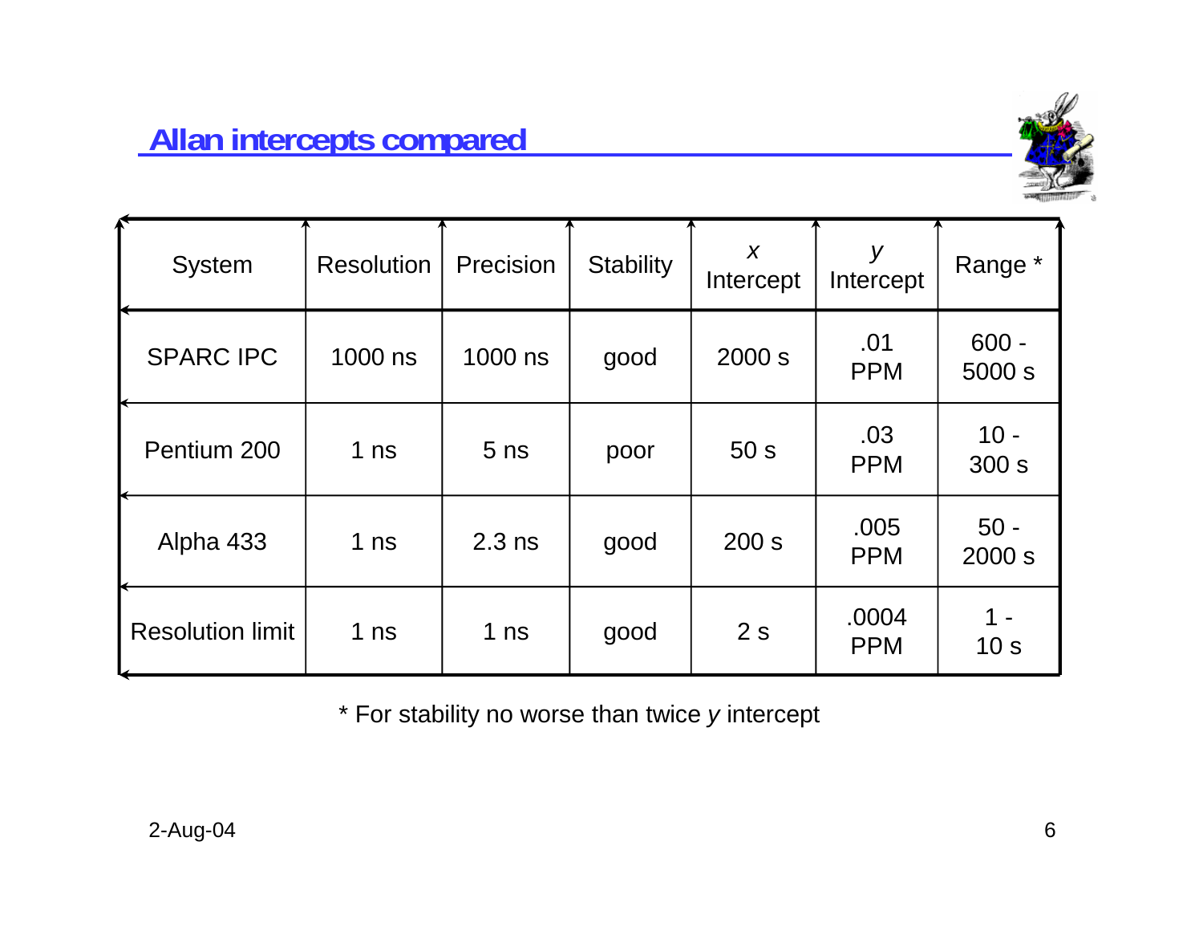## Allan intercepts compared

| System | Resolution | Precision | Stability | *x* Intercept | *y* Intercept | Range * |
|---|---|---|---|---|---|---|
| SPARC IPC | 1000 ns | 1000 ns | good | 2000 s | .01 PPM | 600 - 5000 s |
| Pentium 200 | 1 ns | 5 ns | poor | 50 s | .03 PPM | 10 - 300 s |
| Alpha 433 | 1 ns | 2.3 ns | good | 200 s | .005 PPM | 50 - 2000 s |
| Resolution limit | 1 ns | 1 ns | good | 2 s | .0004 PPM | 1 - 10 s |

* For stability no worse than twice *y* intercept

2-Aug-04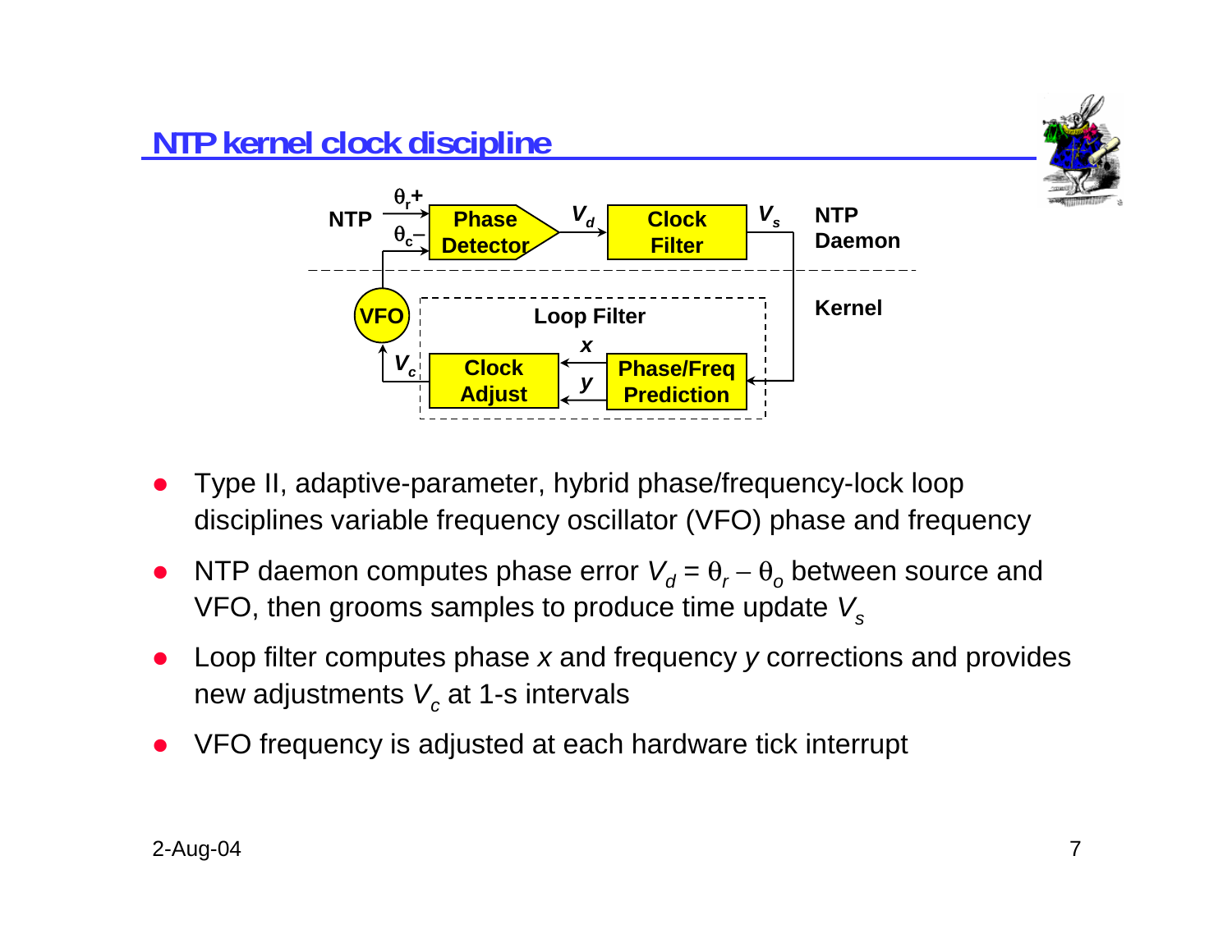# NTP kernel clock discipline

NTP

$\theta_r$+

$\theta_c$−

Phase Detector

$V_d$

Clock Filter

$V_s$

NTP Daemon

Kernel

VFO

Loop Filter

$x$

$y$

$V_c$

Clock Adjust

Phase/Freq Prediction

- Type II, adaptive-parameter, hybrid phase/frequency-lock loop disciplines variable frequency oscillator (VFO) phase and frequency
- NTP daemon computes phase error $V_d = \theta_r - \theta_o$ between source and VFO, then grooms samples to produce time update $V_s$
- Loop filter computes phase $x$ and frequency $y$ corrections and provides new adjustments $V_c$ at 1-s intervals
- VFO frequency is adjusted at each hardware tick interrupt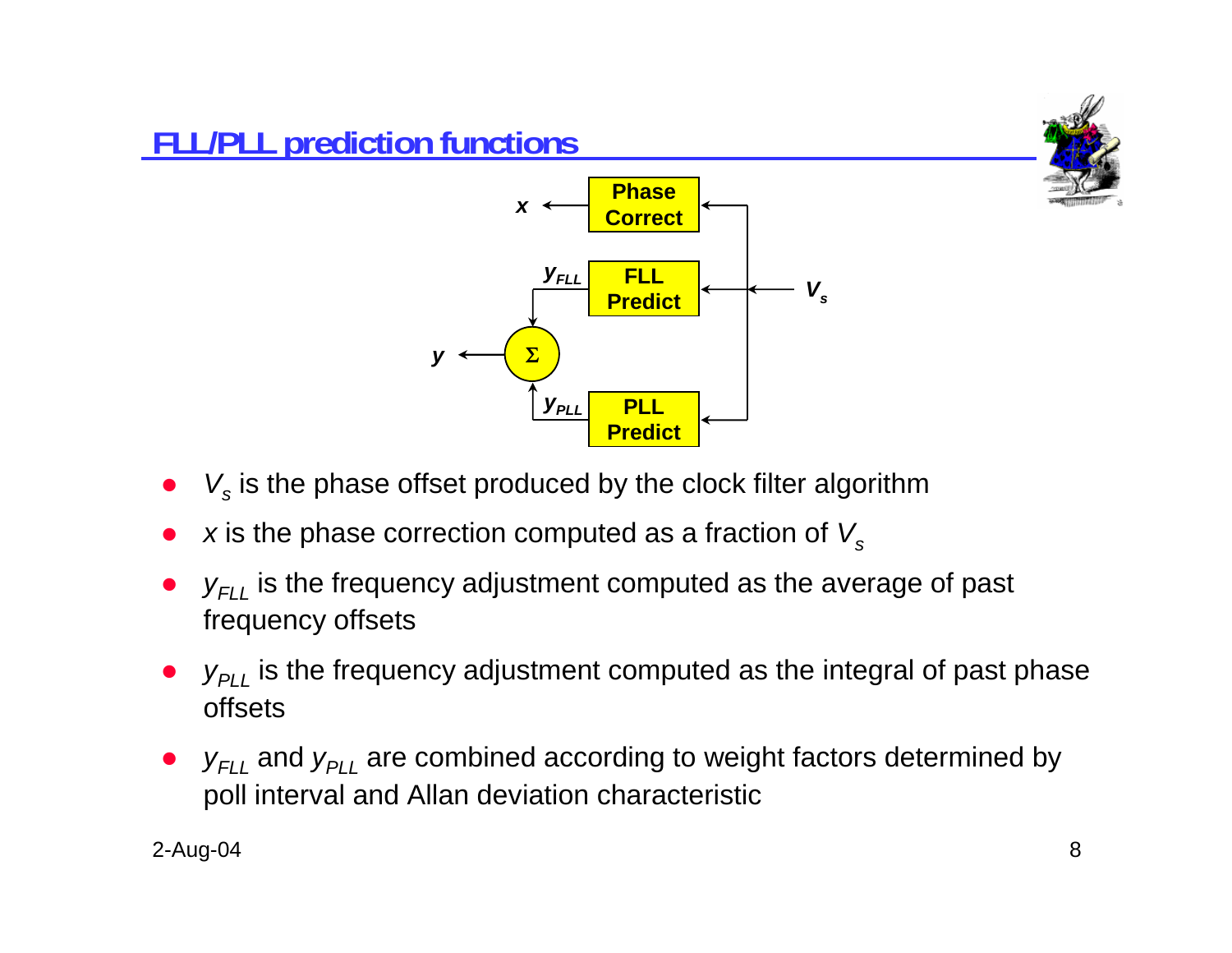# FLL/PLL prediction functions

- $V_s$ is the phase offset produced by the clock filter algorithm
- $x$ is the phase correction computed as a fraction of $V_s$
- $y_{FLL}$ is the frequency adjustment computed as the average of past frequency offsets
- $y_{PLL}$ is the frequency adjustment computed as the integral of past phase offsets
- $y_{FLL}$ and $y_{PLL}$ are combined according to weight factors determined by poll interval and Allan deviation characteristic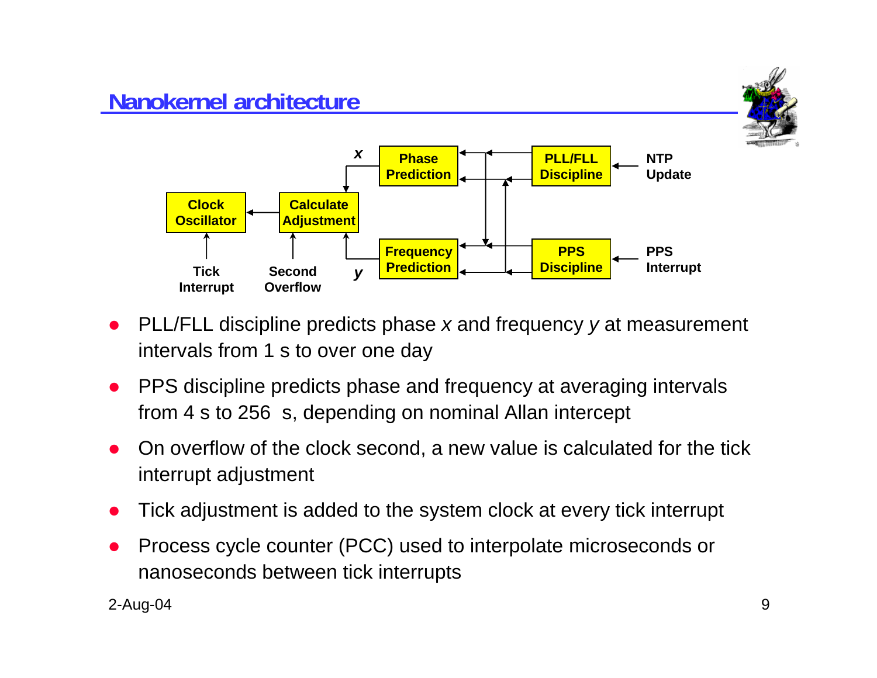# Nanokernel architecture

Phase Prediction | PLL/FLL Discipline | NTP Update | Clock Oscillator | Calculate Adjustment | Frequency Prediction | PPS Discipline | PPS Interrupt | Tick Interrupt | Second Overflow | *x* | *y*

- PLL/FLL discipline predicts phase *x* and frequency *y* at measurement intervals from 1 s to over one day
- PPS discipline predicts phase and frequency at averaging intervals from 4 s to 256  s, depending on nominal Allan intercept
- On overflow of the clock second, a new value is calculated for the tick interrupt adjustment
- Tick adjustment is added to the system clock at every tick interrupt
- Process cycle counter (PCC) used to interpolate microseconds or nanoseconds between tick interrupts

2-Aug-04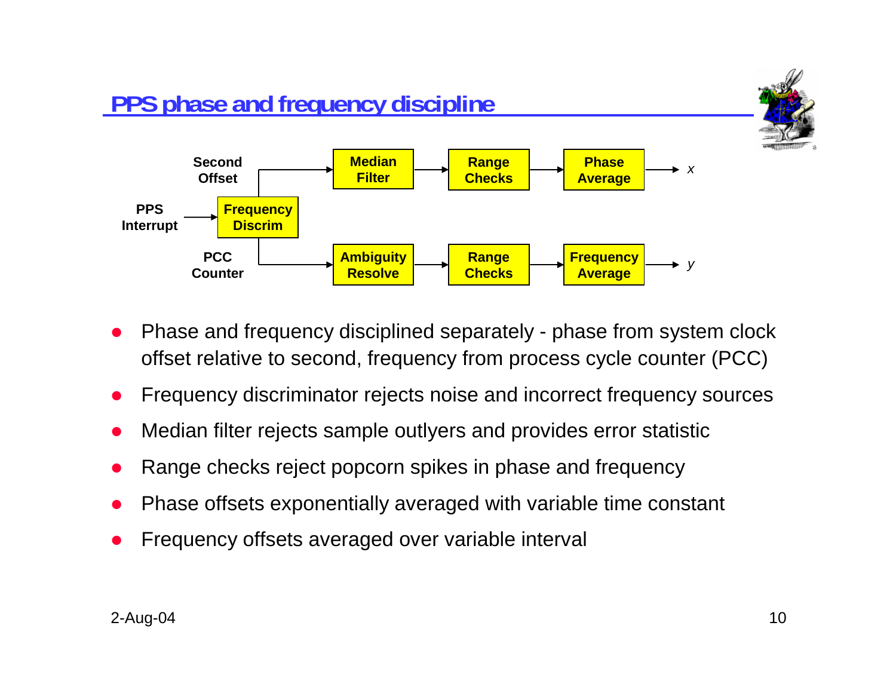## PPS phase and frequency discipline

Second Offset → Median Filter → Range Checks → Phase Average → $x$

PPS Interrupt → Frequency Discrim

PCC Counter → Ambiguity Resolve → Range Checks → Frequency Average → $y$

- Phase and frequency disciplined separately - phase from system clock offset relative to second, frequency from process cycle counter (PCC)
- Frequency discriminator rejects noise and incorrect frequency sources
- Median filter rejects sample outlyers and provides error statistic
- Range checks reject popcorn spikes in phase and frequency
- Phase offsets exponentially averaged with variable time constant
- Frequency offsets averaged over variable interval

2-Aug-04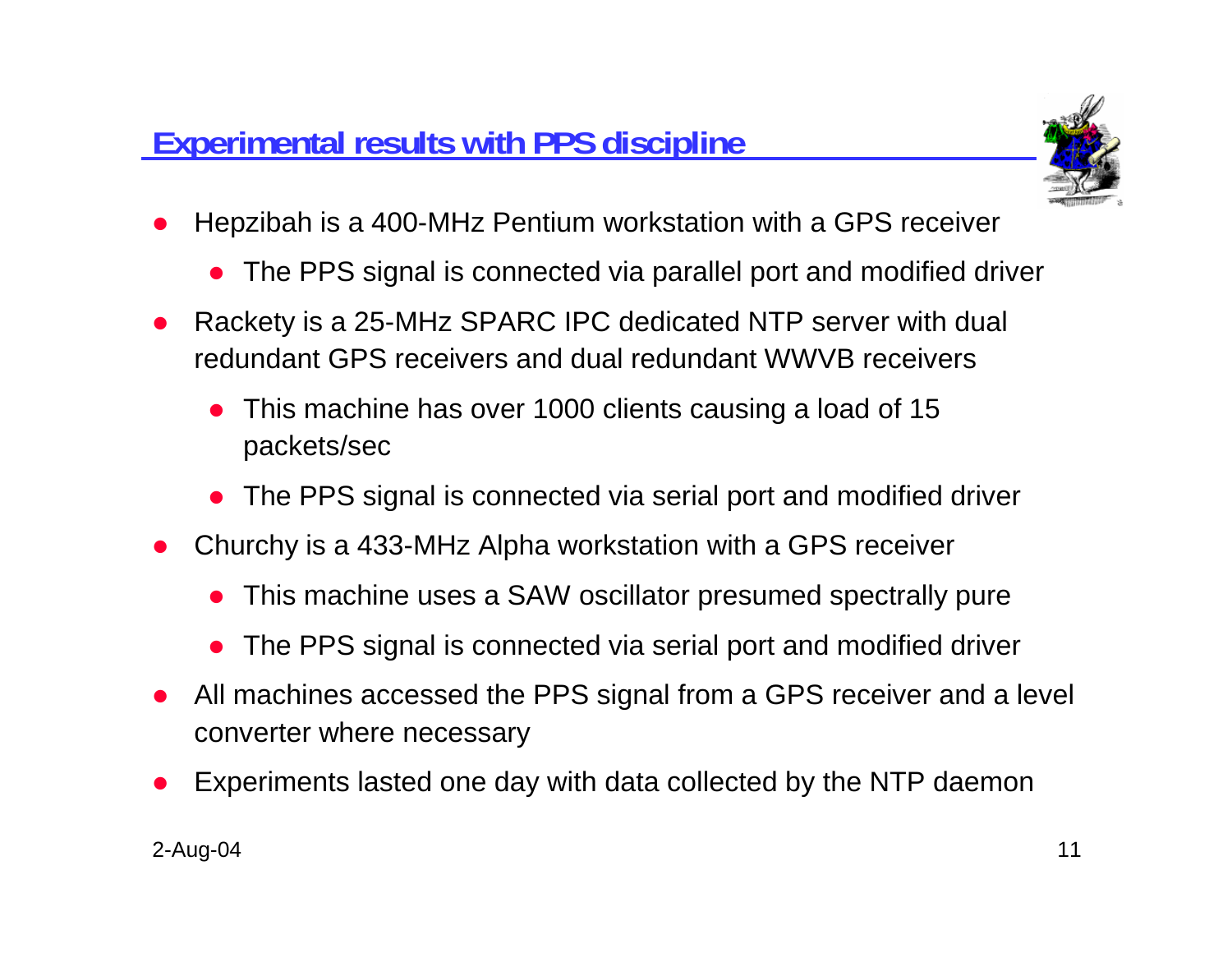## Experimental results with PPS discipline

- Hepzibah is a 400-MHz Pentium workstation with a GPS receiver
  - The PPS signal is connected via parallel port and modified driver
- Rackety is a 25-MHz SPARC IPC dedicated NTP server with dual redundant GPS receivers and dual redundant WWVB receivers
  - This machine has over 1000 clients causing a load of 15 packets/sec
  - The PPS signal is connected via serial port and modified driver
- Churchy is a 433-MHz Alpha workstation with a GPS receiver
  - This machine uses a SAW oscillator presumed spectrally pure
  - The PPS signal is connected via serial port and modified driver
- All machines accessed the PPS signal from a GPS receiver and a level converter where necessary
- Experiments lasted one day with data collected by the NTP daemon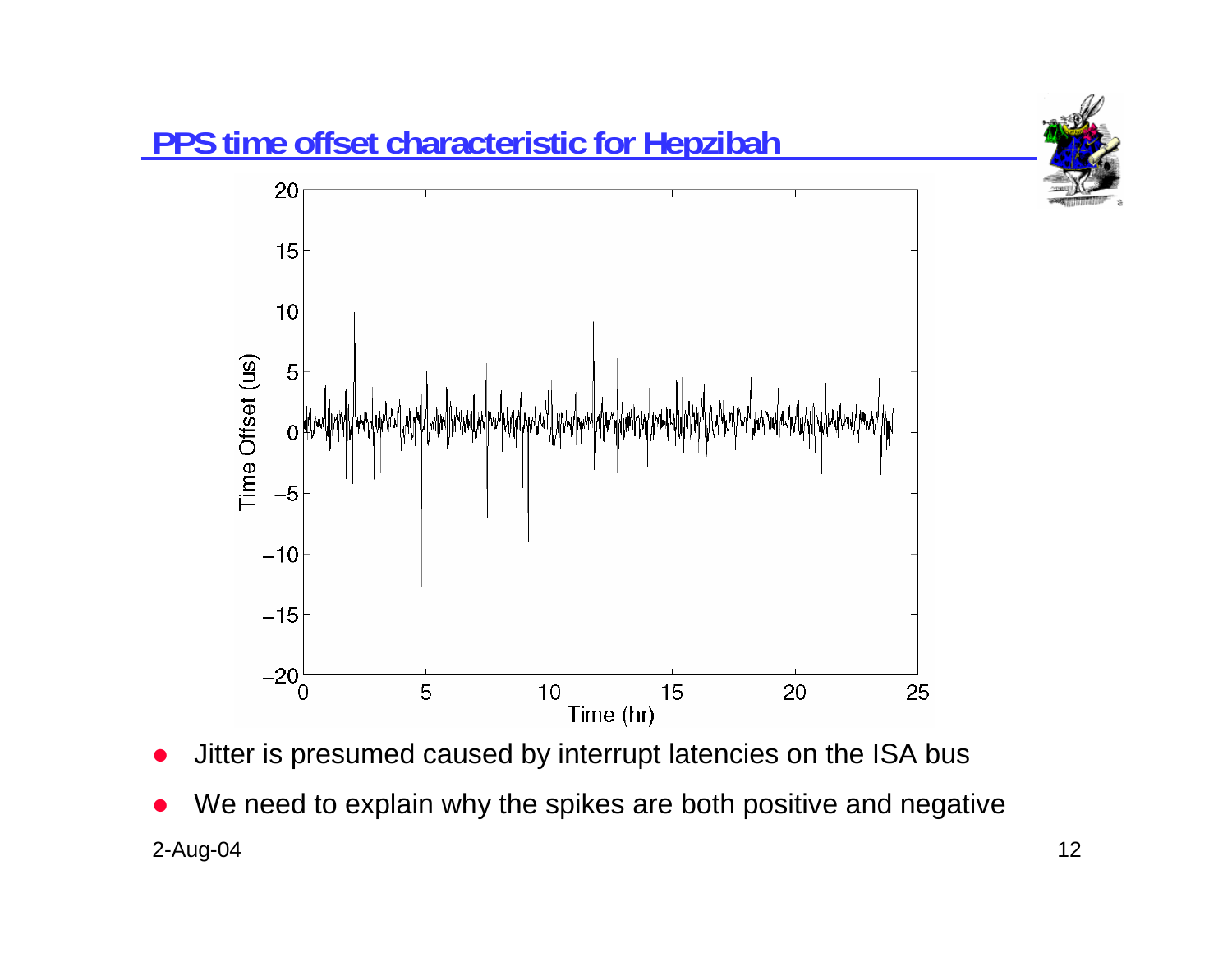## PPS time offset characteristic for Hepzibah

- Jitter is presumed caused by interrupt latencies on the ISA bus
- We need to explain why the spikes are both positive and negative

2-Aug-04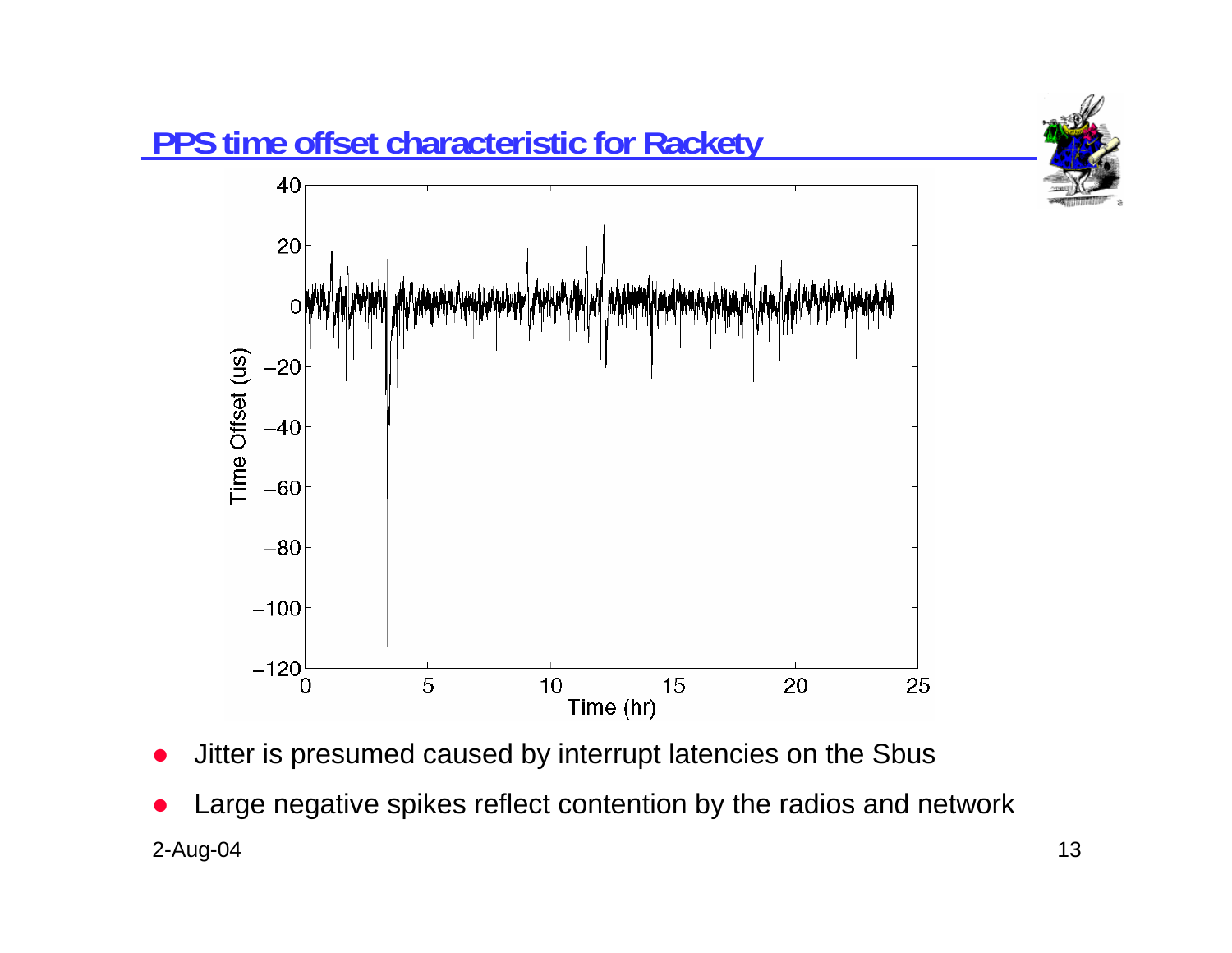## PPS time offset characteristic for Rackety

- Jitter is presumed caused by interrupt latencies on the Sbus
- Large negative spikes reflect contention by the radios and network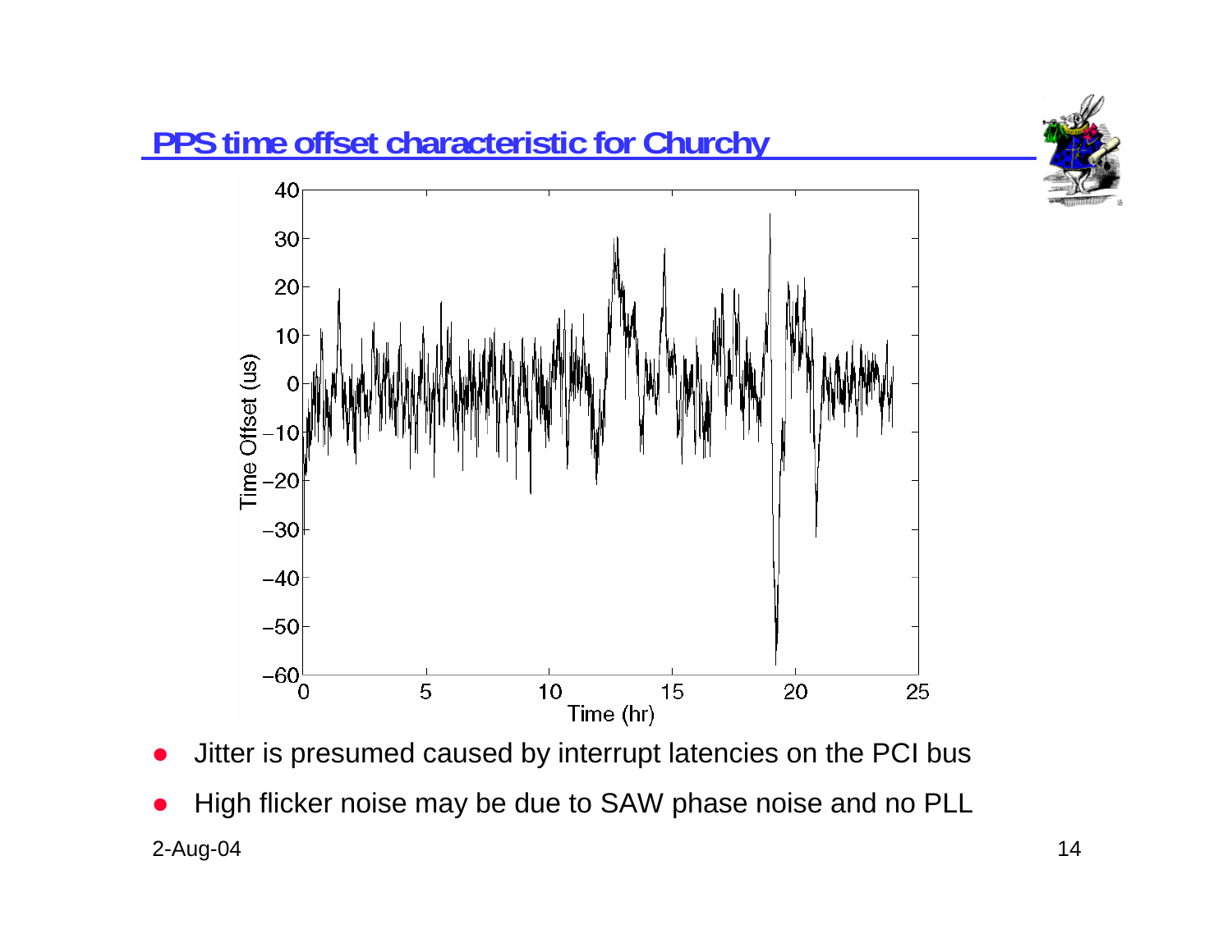## PPS time offset characteristic for Churchy

- Jitter is presumed caused by interrupt latencies on the PCI bus
- High flicker noise may be due to SAW phase noise and no PLL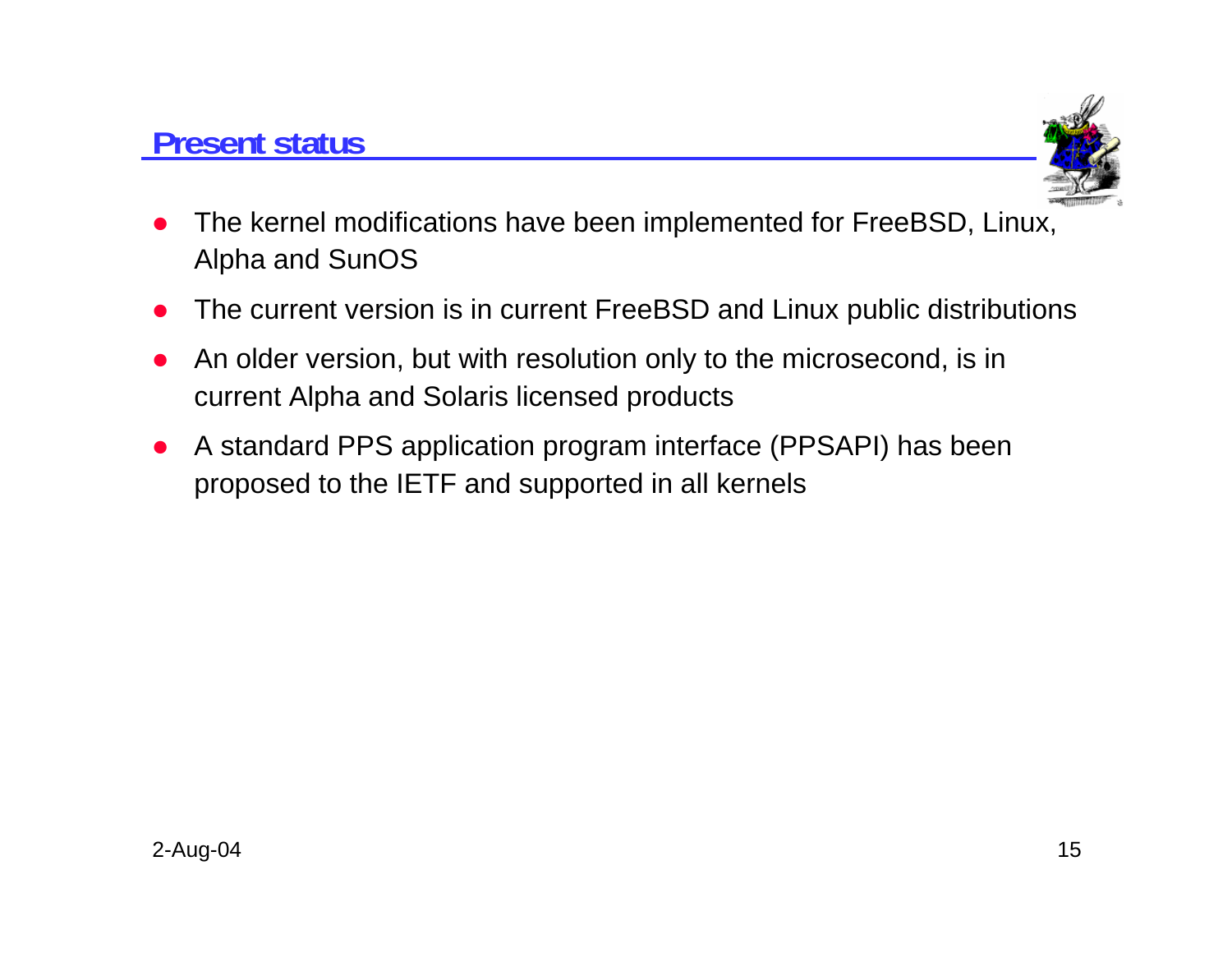## Present status

- The kernel modifications have been implemented for FreeBSD, Linux, Alpha and SunOS
- The current version is in current FreeBSD and Linux public distributions
- An older version, but with resolution only to the microsecond, is in current Alpha and Solaris licensed products
- A standard PPS application program interface (PPSAPI) has been proposed to the IETF and supported in all kernels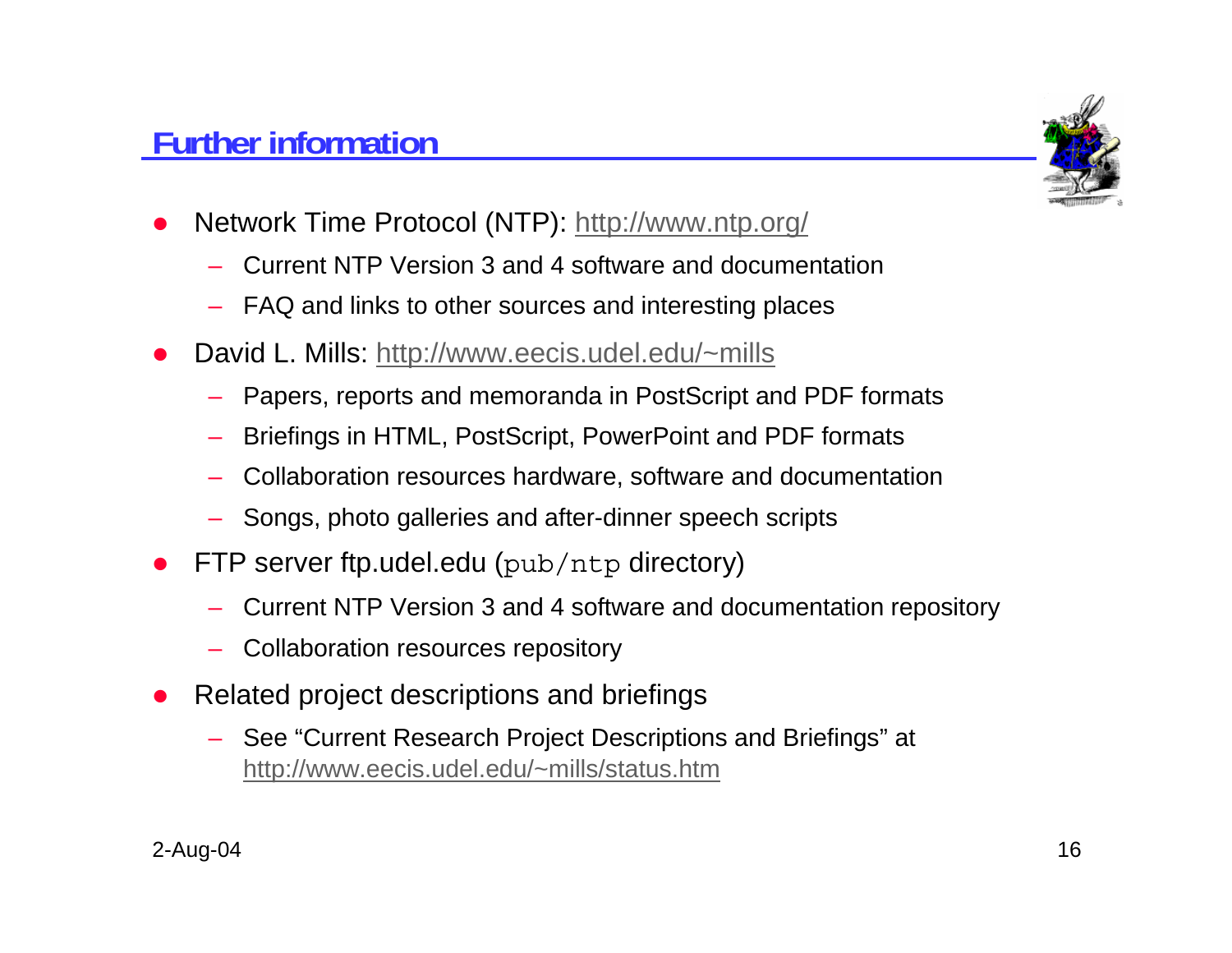## Further information

- Network Time Protocol (NTP): http://www.ntp.org/
  - Current NTP Version 3 and 4 software and documentation
  - FAQ and links to other sources and interesting places
- David L. Mills: http://www.eecis.udel.edu/~mills
  - Papers, reports and memoranda in PostScript and PDF formats
  - Briefings in HTML, PostScript, PowerPoint and PDF formats
  - Collaboration resources hardware, software and documentation
  - Songs, photo galleries and after-dinner speech scripts
- FTP server ftp.udel.edu (`pub/ntp` directory)
  - Current NTP Version 3 and 4 software and documentation repository
  - Collaboration resources repository
- Related project descriptions and briefings
  - See “Current Research Project Descriptions and Briefings” at http://www.eecis.udel.edu/~mills/status.htm

2-Aug-04